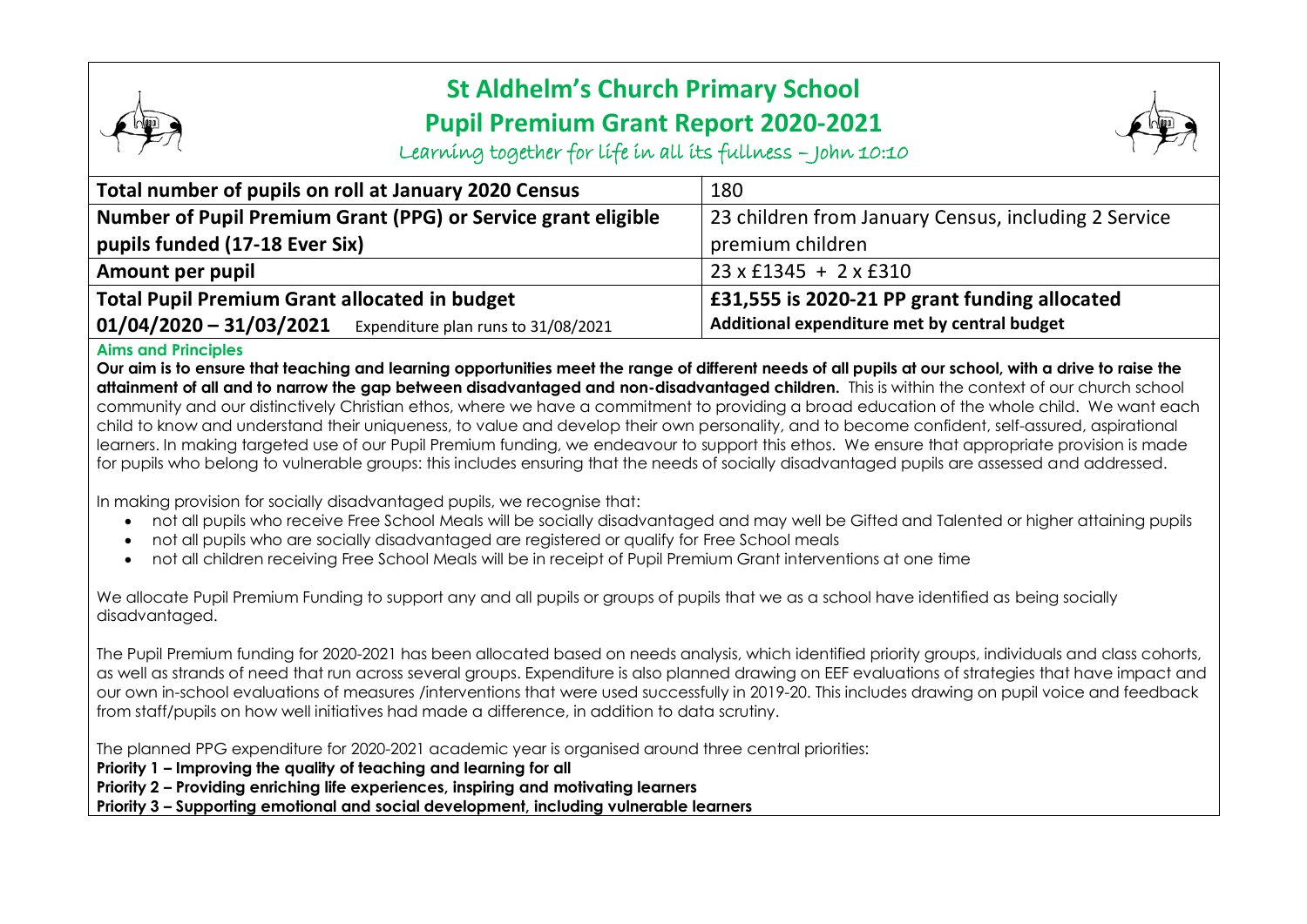# St Aldhelm's Church Primary School

## Pupil Premium Grant Report 2020-2021

*Learning together for life in all its fullness – John 10:10*

| | |
|---|---|
| **Total number of pupils on roll at January 2020 Census** | 180 |
| **Number of Pupil Premium Grant (PPG) or Service grant eligible pupils funded (17-18 Ever Six)** | 23 children from January Census, including 2 Service premium children |
| **Amount per pupil** | 23 x £1345 + 2 x £310 |
| **Total Pupil Premium Grant allocated in budget** **01/04/2020 – 31/03/2021** Expenditure plan runs to 31/08/2021 | **£31,555 is 2020-21 PP grant funding allocated** **Additional expenditure met by central budget** |

### Aims and Principles

**Our aim is to ensure that teaching and learning opportunities meet the range of different needs of all pupils at our school, with a drive to raise the attainment of all and to narrow the gap between disadvantaged and non-disadvantaged children.** This is within the context of our church school community and our distinctively Christian ethos, where we have a commitment to providing a broad education of the whole child. We want each child to know and understand their uniqueness, to value and develop their own personality, and to become confident, self-assured, aspirational learners. In making targeted use of our Pupil Premium funding, we endeavour to support this ethos. We ensure that appropriate provision is made for pupils who belong to vulnerable groups: this includes ensuring that the needs of socially disadvantaged pupils are assessed and addressed.

In making provision for socially disadvantaged pupils, we recognise that:

- not all pupils who receive Free School Meals will be socially disadvantaged and may well be Gifted and Talented or higher attaining pupils
- not all pupils who are socially disadvantaged are registered or qualify for Free School meals
- not all children receiving Free School Meals will be in receipt of Pupil Premium Grant interventions at one time

We allocate Pupil Premium Funding to support any and all pupils or groups of pupils that we as a school have identified as being socially disadvantaged.

The Pupil Premium funding for 2020-2021 has been allocated based on needs analysis, which identified priority groups, individuals and class cohorts, as well as strands of need that run across several groups. Expenditure is also planned drawing on EEF evaluations of strategies that have impact and our own in-school evaluations of measures /interventions that were used successfully in 2019-20. This includes drawing on pupil voice and feedback from staff/pupils on how well initiatives had made a difference, in addition to data scrutiny.

The planned PPG expenditure for 2020-2021 academic year is organised around three central priorities:

**Priority 1 – Improving the quality of teaching and learning for all**
**Priority 2 – Providing enriching life experiences, inspiring and motivating learners**
**Priority 3 – Supporting emotional and social development, including vulnerable learners**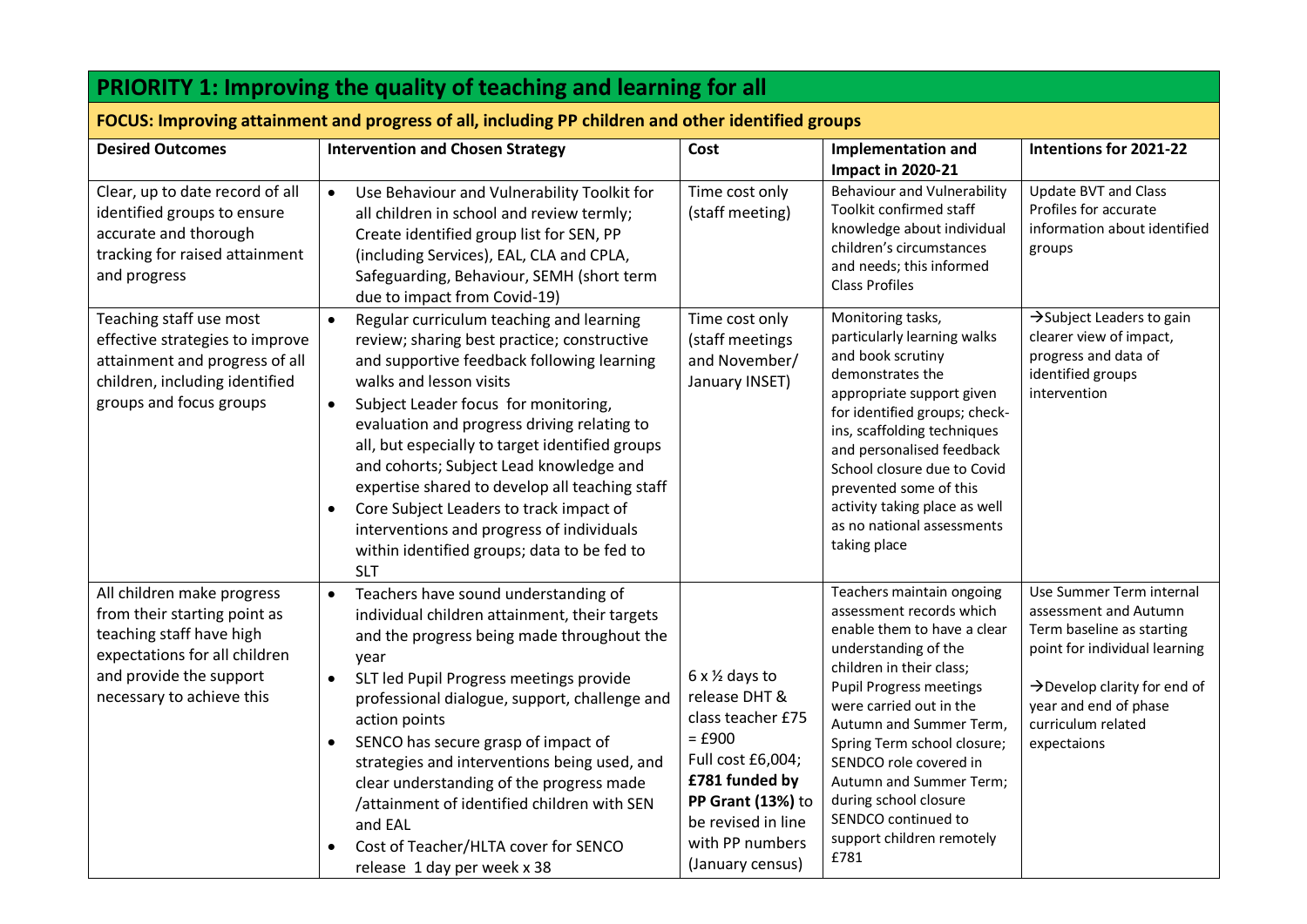## PRIORITY 1: Improving the quality of teaching and learning for all

### FOCUS: Improving attainment and progress of all, including PP children and other identified groups

| Desired Outcomes | Intervention and Chosen Strategy | Cost | Implementation and Impact in 2020-21 | Intentions for 2021-22 |
|---|---|---|---|---|
| Clear, up to date record of all identified groups to ensure accurate and thorough tracking for raised attainment and progress | • Use Behaviour and Vulnerability Toolkit for all children in school and review termly; Create identified group list for SEN, PP (including Services), EAL, CLA and CPLA, Safeguarding, Behaviour, SEMH (short term due to impact from Covid-19) | Time cost only (staff meeting) | Behaviour and Vulnerability Toolkit confirmed staff knowledge about individual children's circumstances and needs; this informed Class Profiles | Update BVT and Class Profiles for accurate information about identified groups |
| Teaching staff use most effective strategies to improve attainment and progress of all children, including identified groups and focus groups | • Regular curriculum teaching and learning review; sharing best practice; constructive and supportive feedback following learning walks and lesson visits<br>• Subject Leader focus for monitoring, evaluation and progress driving relating to all, but especially to target identified groups and cohorts; Subject Lead knowledge and expertise shared to develop all teaching staff<br>• Core Subject Leaders to track impact of interventions and progress of individuals within identified groups; data to be fed to SLT | Time cost only (staff meetings and November/ January INSET) | Monitoring tasks, particularly learning walks and book scrutiny demonstrates the appropriate support given for identified groups; check-ins, scaffolding techniques and personalised feedback School closure due to Covid prevented some of this activity taking place as well as no national assessments taking place | →Subject Leaders to gain clearer view of impact, progress and data of identified groups intervention |
| All children make progress from their starting point as teaching staff have high expectations for all children and provide the support necessary to achieve this | • Teachers have sound understanding of individual children attainment, their targets and the progress being made throughout the year<br>• SLT led Pupil Progress meetings provide professional dialogue, support, challenge and action points<br>• SENCO has secure grasp of impact of strategies and interventions being used, and clear understanding of the progress made /attainment of identified children with SEN and EAL<br>• Cost of Teacher/HLTA cover for SENCO release 1 day per week x 38 | 6 x ½ days to release DHT & class teacher £75 = £900<br>Full cost £6,004; **£781 funded by PP Grant (13%)** to be revised in line with PP numbers (January census) | Teachers maintain ongoing assessment records which enable them to have a clear understanding of the children in their class; Pupil Progress meetings were carried out in the Autumn and Summer Term, Spring Term school closure; SENDCO role covered in Autumn and Summer Term; during school closure SENDCO continued to support children remotely £781 | Use Summer Term internal assessment and Autumn Term baseline as starting point for individual learning<br>→Develop clarity for end of year and end of phase curriculum related expectaions |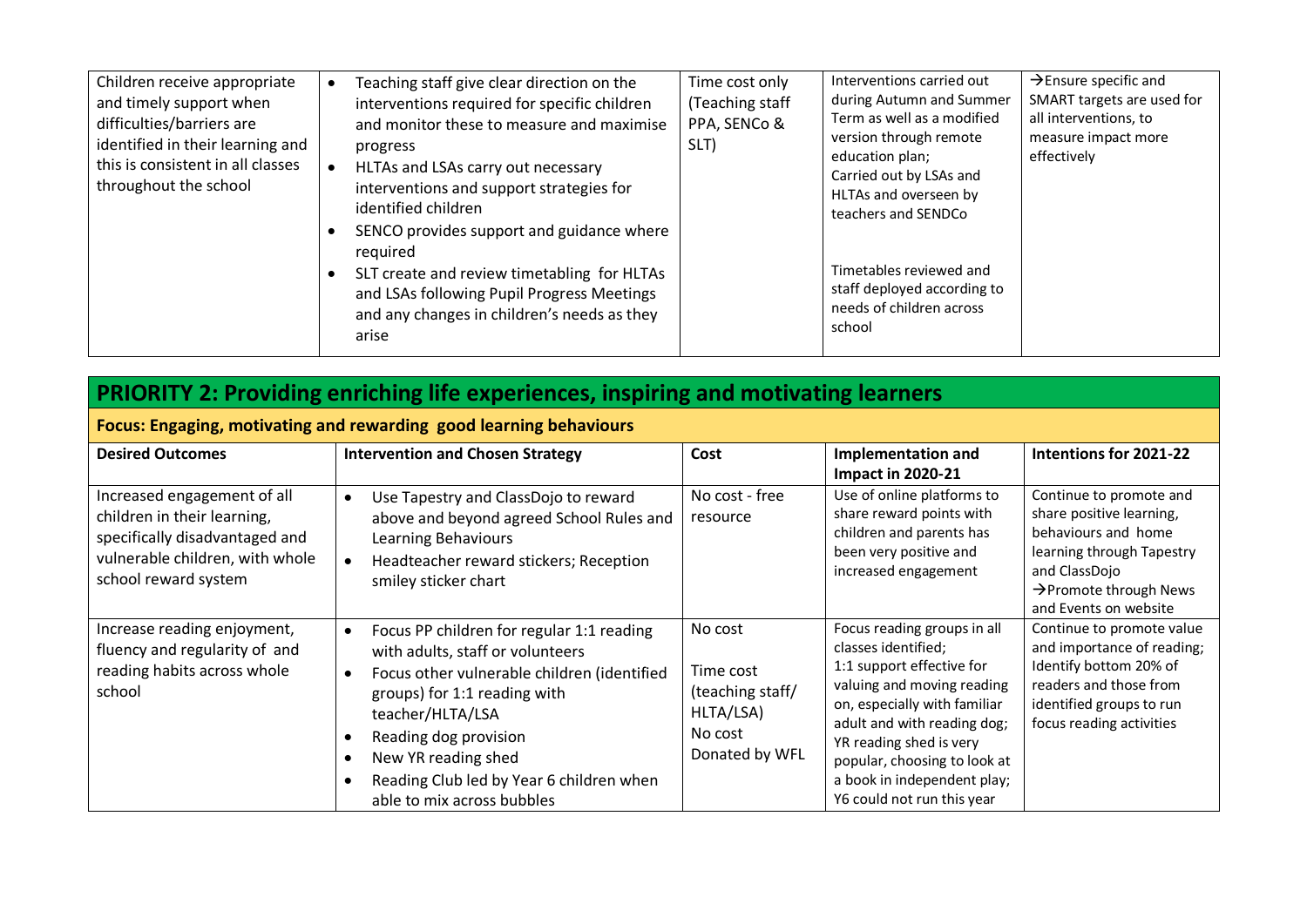| | | | | |
|---|---|---|---|---|
| Children receive appropriate and timely support when difficulties/barriers are identified in their learning and this is consistent in all classes throughout the school | • Teaching staff give clear direction on the interventions required for specific children and monitor these to measure and maximise progress<br>• HLTAs and LSAs carry out necessary interventions and support strategies for identified children<br>• SENCO provides support and guidance where required<br>• SLT create and review timetabling for HLTAs and LSAs following Pupil Progress Meetings and any changes in children's needs as they arise | Time cost only (Teaching staff PPA, SENCo & SLT) | Interventions carried out during Autumn and Summer Term as well as a modified version through remote education plan; Carried out by LSAs and HLTAs and overseen by teachers and SENDCo<br><br>Timetables reviewed and staff deployed according to needs of children across school | →Ensure specific and SMART targets are used for all interventions, to measure impact more effectively |

## PRIORITY 2: Providing enriching life experiences, inspiring and motivating learners

### Focus: Engaging, motivating and rewarding good learning behaviours

| Desired Outcomes | Intervention and Chosen Strategy | Cost | Implementation and Impact in 2020-21 | Intentions for 2021-22 |
|---|---|---|---|---|
| Increased engagement of all children in their learning, specifically disadvantaged and vulnerable children, with whole school reward system | • Use Tapestry and ClassDojo to reward above and beyond agreed School Rules and Learning Behaviours<br>• Headteacher reward stickers; Reception smiley sticker chart | No cost - free resource | Use of online platforms to share reward points with children and parents has been very positive and increased engagement | Continue to promote and share positive learning, behaviours and home learning through Tapestry and ClassDojo<br>→Promote through News and Events on website |
| Increase reading enjoyment, fluency and regularity of and reading habits across whole school | • Focus PP children for regular 1:1 reading with adults, staff or volunteers<br>• Focus other vulnerable children (identified groups) for 1:1 reading with teacher/HLTA/LSA<br>• Reading dog provision<br>• New YR reading shed<br>• Reading Club led by Year 6 children when able to mix across bubbles | No cost<br><br>Time cost (teaching staff/ HLTA/LSA)<br>No cost<br>Donated by WFL | Focus reading groups in all classes identified; 1:1 support effective for valuing and moving reading on, especially with familiar adult and with reading dog; YR reading shed is very popular, choosing to look at a book in independent play; Y6 could not run this year | Continue to promote value and importance of reading; Identify bottom 20% of readers and those from identified groups to run focus reading activities |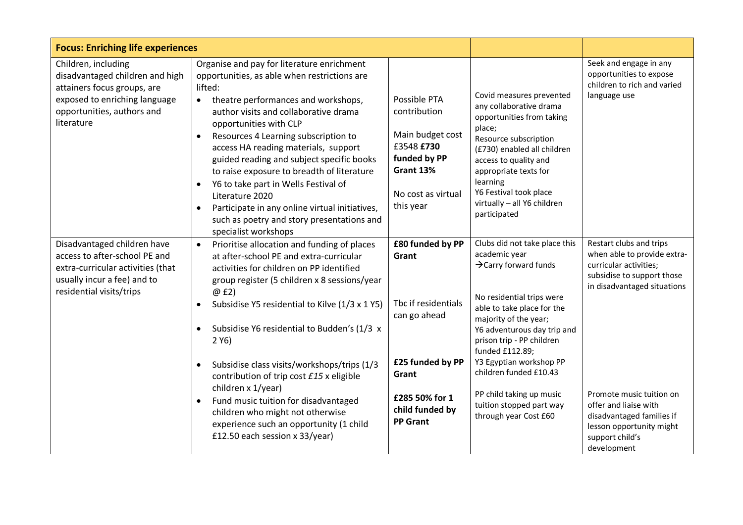| **Focus: Enriching life experiences** | | | | |
|---|---|---|---|---|
| Children, including disadvantaged children and high attainers focus groups, are exposed to enriching language opportunities, authors and literature | Organise and pay for literature enrichment opportunities, as able when restrictions are lifted:<br>• theatre performances and workshops, author visits and collaborative drama opportunities with CLP<br>• Resources 4 Learning subscription to access HA reading materials, support guided reading and subject specific books to raise exposure to breadth of literature<br>• Y6 to take part in Wells Festival of Literature 2020<br>• Participate in any online virtual initiatives, such as poetry and story presentations and specialist workshops | Possible PTA contribution<br><br>Main budget cost £3548 **£730 funded by PP Grant 13%**<br><br>No cost as virtual this year | Covid measures prevented any collaborative drama opportunities from taking place;<br>Resource subscription (£730) enabled all children access to quality and appropriate texts for learning<br>Y6 Festival took place virtually – all Y6 children participated | Seek and engage in any opportunities to expose children to rich and varied language use |
| Disadvantaged children have access to after-school PE and extra-curricular activities (that usually incur a fee) and to residential visits/trips | • Prioritise allocation and funding of places at after-school PE and extra-curricular activities for children on PP identified group register (5 children x 8 sessions/year @ £2)<br>• Subsidise Y5 residential to Kilve (1/3 x 1 Y5)<br>• Subsidise Y6 residential to Budden's (1/3 x 2 Y6)<br>• Subsidise class visits/workshops/trips (1/3 contribution of trip cost *£15* x eligible children x 1/year)<br>• Fund music tuition for disadvantaged children who might not otherwise experience such an opportunity (1 child £12.50 each session x 33/year) | **£80 funded by PP Grant**<br><br>Tbc if residentials can go ahead<br><br>**£25 funded by PP Grant**<br><br>**£285 50% for 1 child funded by PP Grant** | Clubs did not take place this academic year<br>→Carry forward funds<br><br>No residential trips were able to take place for the majority of the year;<br>Y6 adventurous day trip and prison trip - PP children funded £112.89;<br>Y3 Egyptian workshop PP children funded £10.43<br><br>PP child taking up music tuition stopped part way through year Cost £60 | Restart clubs and trips when able to provide extra-curricular activities; subsidise to support those in disadvantaged situations<br><br>Promote music tuition on offer and liaise with disadvantaged families if lesson opportunity might support child's development |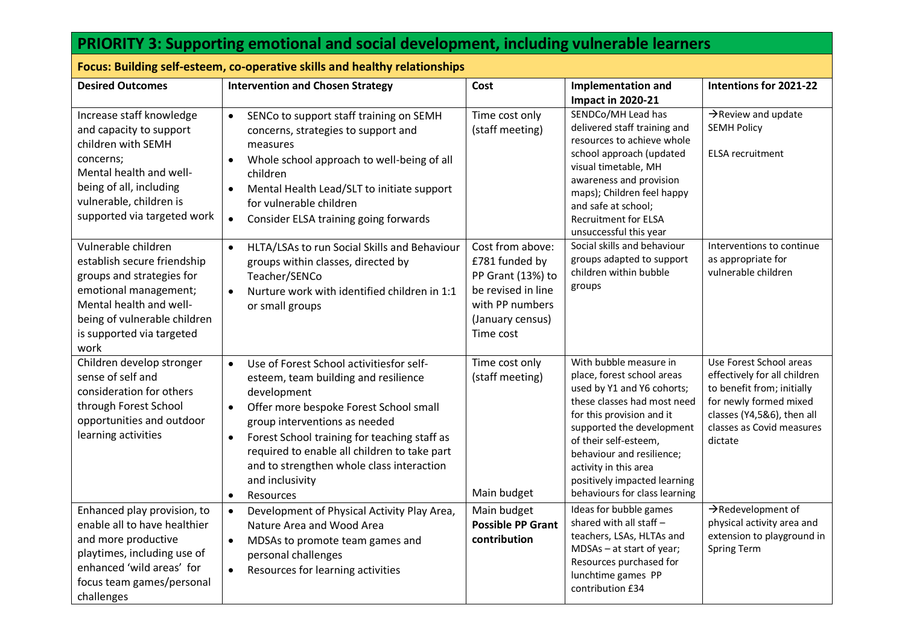## PRIORITY 3: Supporting emotional and social development, including vulnerable learners

### Focus: Building self-esteem, co-operative skills and healthy relationships

| Desired Outcomes | Intervention and Chosen Strategy | Cost | Implementation and Impact in 2020-21 | Intentions for 2021-22 |
|---|---|---|---|---|
| Increase staff knowledge and capacity to support children with SEMH concerns;<br>Mental health and well-being of all, including vulnerable, children is supported via targeted work | • SENCo to support staff training on SEMH concerns, strategies to support and measures<br>• Whole school approach to well-being of all children<br>• Mental Health Lead/SLT to initiate support for vulnerable children<br>• Consider ELSA training going forwards | Time cost only (staff meeting) | SENDCo/MH Lead has delivered staff training and resources to achieve whole school approach (updated visual timetable, MH awareness and provision maps); Children feel happy and safe at school;<br>Recruitment for ELSA unsuccessful this year | →Review and update SEMH Policy<br><br>ELSA recruitment |
| Vulnerable children establish secure friendship groups and strategies for emotional management;<br>Mental health and well-being of vulnerable children is supported via targeted work | • HLTA/LSAs to run Social Skills and Behaviour groups within classes, directed by Teacher/SENCo<br>• Nurture work with identified children in 1:1 or small groups | Cost from above: £781 funded by PP Grant (13%) to be revised in line with PP numbers (January census)<br>Time cost | Social skills and behaviour groups adapted to support children within bubble groups | Interventions to continue as appropriate for vulnerable children |
| Children develop stronger sense of self and consideration for others through Forest School opportunities and outdoor learning activities | • Use of Forest School activitiesfor self-esteem, team building and resilience development<br>• Offer more bespoke Forest School small group interventions as needed<br>• Forest School training for teaching staff as required to enable all children to take part and to strengthen whole class interaction and inclusivity<br>• Resources | Time cost only (staff meeting)<br><br><br><br><br><br><br>Main budget | With bubble measure in place, forest school areas used by Y1 and Y6 cohorts; these classes had most need for this provision and it supported the development of their self-esteem, behaviour and resilience; activity in this area positively impacted learning behaviours for class learning | Use Forest School areas effectively for all children to benefit from; initially for newly formed mixed classes (Y4,5&6), then all classes as Covid measures dictate |
| Enhanced play provision, to enable all to have healthier and more productive playtimes, including use of enhanced 'wild areas' for focus team games/personal challenges | • Development of Physical Activity Play Area, Nature Area and Wood Area<br>• MDSAs to promote team games and personal challenges<br>• Resources for learning activities | Main budget<br>**Possible PP Grant contribution** | Ideas for bubble games shared with all staff – teachers, LSAs, HLTAs and MDSAs – at start of year; Resources purchased for lunchtime games PP contribution £34 | →Redevelopment of physical activity area and extension to playground in Spring Term |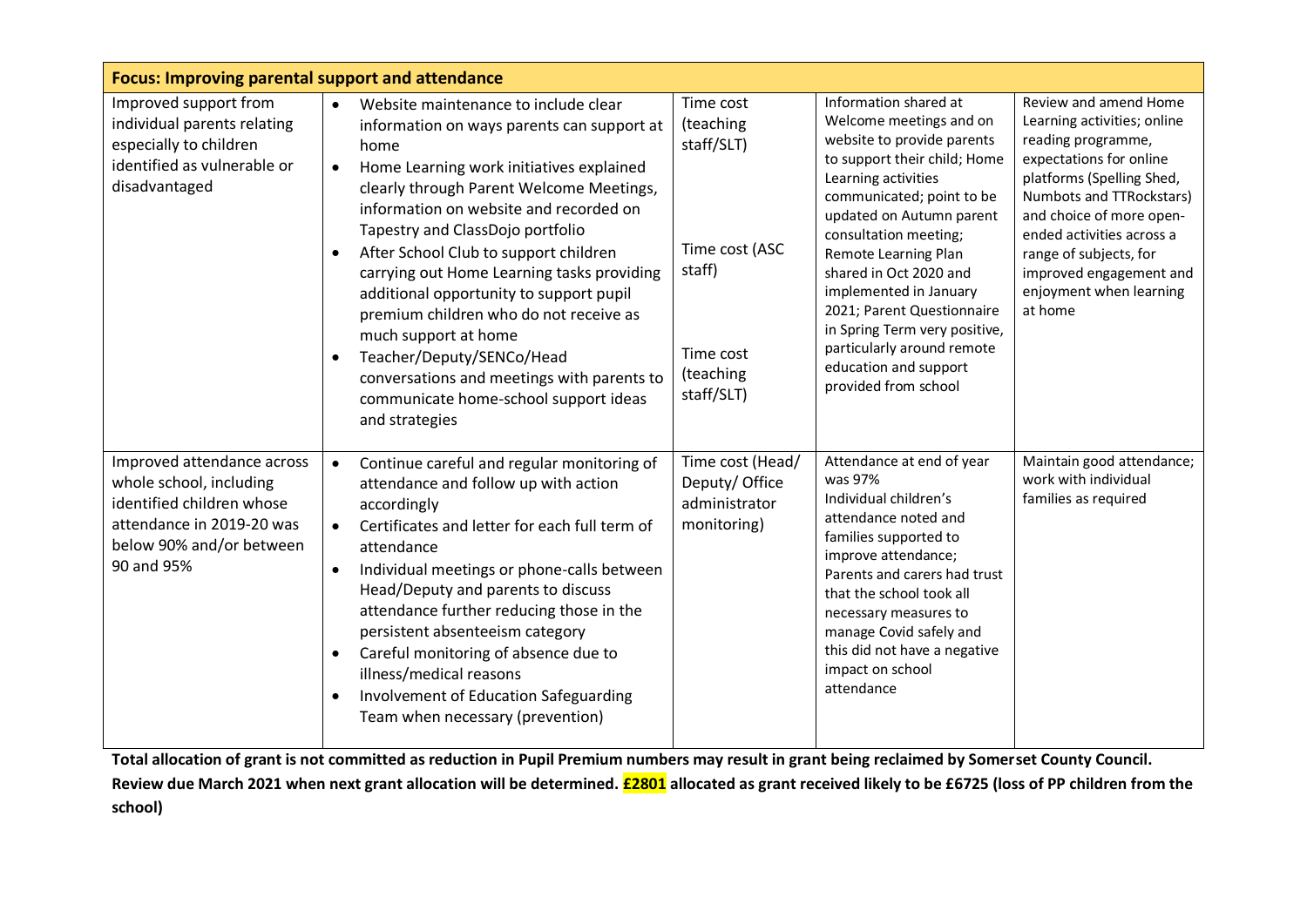| Focus: Improving parental support and attendance | | | | |
|---|---|---|---|---|
| Improved support from individual parents relating especially to children identified as vulnerable or disadvantaged | • Website maintenance to include clear information on ways parents can support at home<br>• Home Learning work initiatives explained clearly through Parent Welcome Meetings, information on website and recorded on Tapestry and ClassDojo portfolio<br>• After School Club to support children carrying out Home Learning tasks providing additional opportunity to support pupil premium children who do not receive as much support at home<br>• Teacher/Deputy/SENCo/Head conversations and meetings with parents to communicate home-school support ideas and strategies | Time cost (teaching staff/SLT)<br><br>Time cost (ASC staff)<br><br>Time cost (teaching staff/SLT) | Information shared at Welcome meetings and on website to provide parents to support their child; Home Learning activities communicated; point to be updated on Autumn parent consultation meeting; Remote Learning Plan shared in Oct 2020 and implemented in January 2021; Parent Questionnaire in Spring Term very positive, particularly around remote education and support provided from school | Review and amend Home Learning activities; online reading programme, expectations for online platforms (Spelling Shed, Numbots and TTRockstars) and choice of more open-ended activities across a range of subjects, for improved engagement and enjoyment when learning at home |
| Improved attendance across whole school, including identified children whose attendance in 2019-20 was below 90% and/or between 90 and 95% | • Continue careful and regular monitoring of attendance and follow up with action accordingly<br>• Certificates and letter for each full term of attendance<br>• Individual meetings or phone-calls between Head/Deputy and parents to discuss attendance further reducing those in the persistent absenteeism category<br>• Careful monitoring of absence due to illness/medical reasons<br>• Involvement of Education Safeguarding Team when necessary (prevention) | Time cost (Head/ Deputy/ Office administrator monitoring) | Attendance at end of year was 97%<br>Individual children's attendance noted and families supported to improve attendance; Parents and carers had trust that the school took all necessary measures to manage Covid safely and this did not have a negative impact on school attendance | Maintain good attendance; work with individual families as required |

**Total allocation of grant is not committed as reduction in Pupil Premium numbers may result in grant being reclaimed by Somerset County Council. Review due March 2021 when next grant allocation will be determined. £2801 allocated as grant received likely to be £6725 (loss of PP children from the school)**